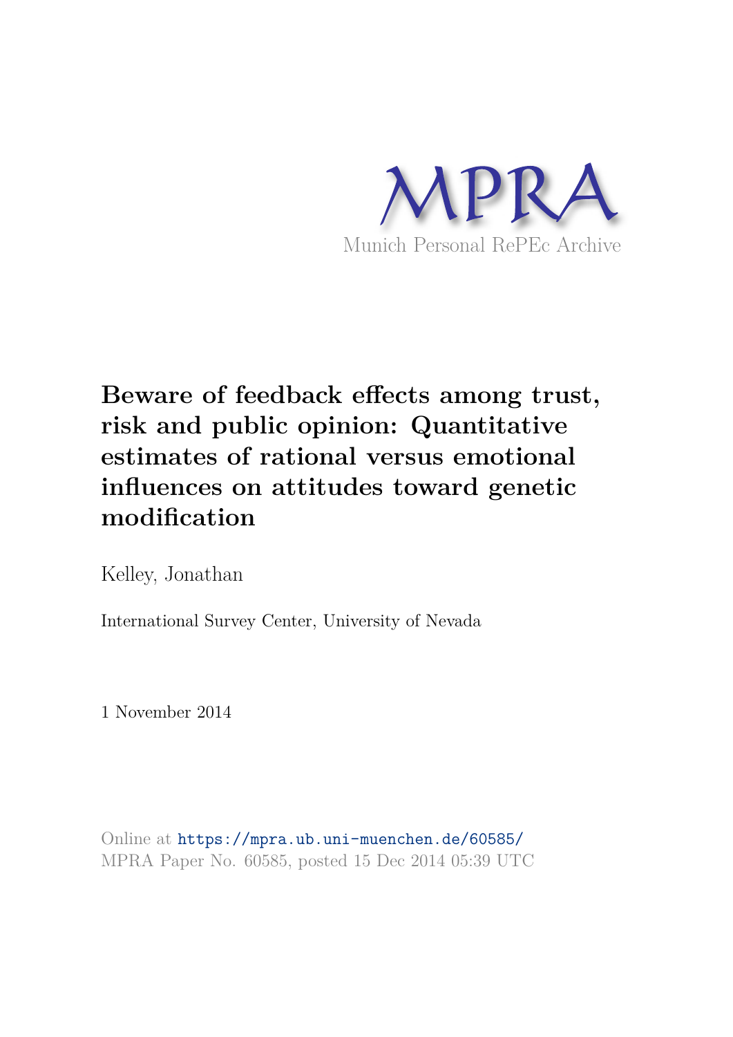MPRA

Munich Personal RePEc Archive

# Beware of feedback effects among trust, risk and public opinion: Quantitative estimates of rational versus emotional influences on attitudes toward genetic modification

Kelley, Jonathan

International Survey Center, University of Nevada

1 November 2014

Online at https://mpra.ub.uni-muenchen.de/60585/
MPRA Paper No. 60585, posted 15 Dec 2014 05:39 UTC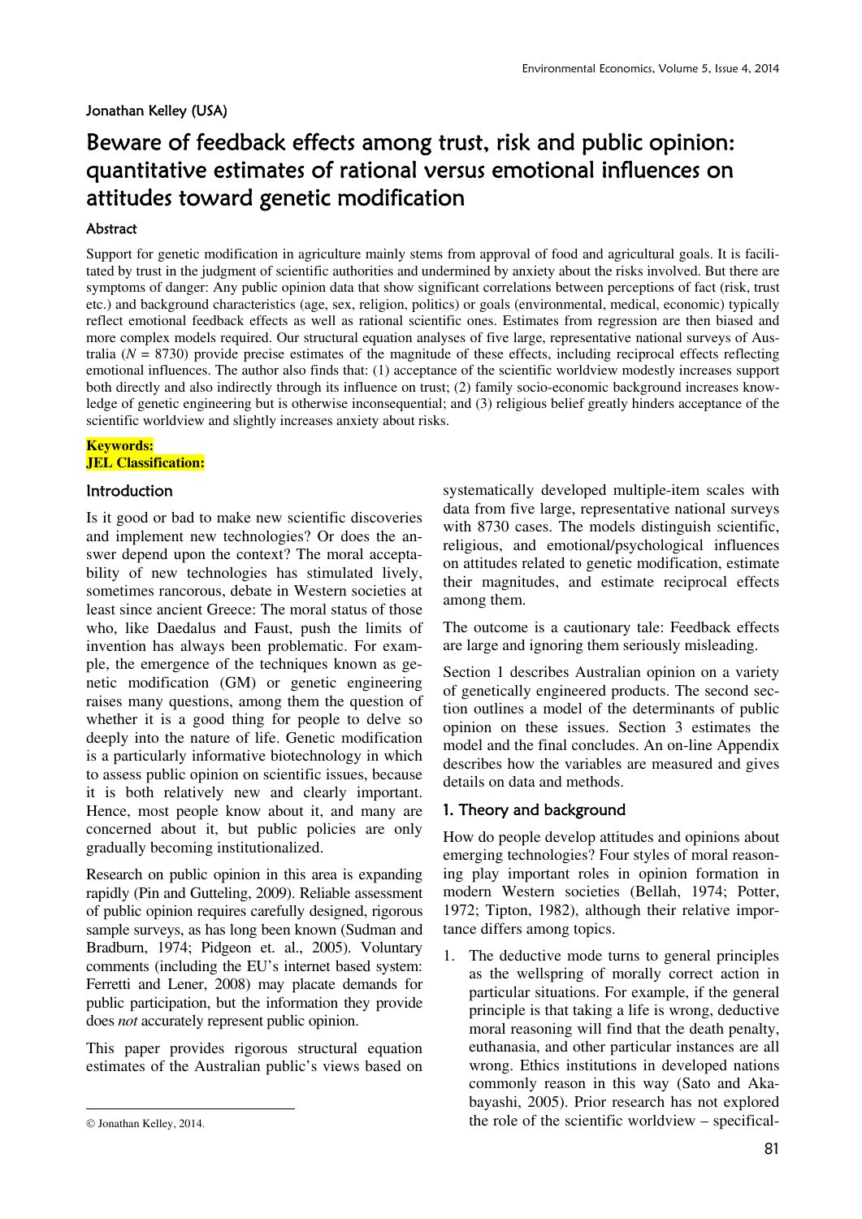Jonathan Kelley (USA)

# Beware of feedback effects among trust, risk and public opinion: quantitative estimates of rational versus emotional influences on attitudes toward genetic modification

### Abstract

Support for genetic modification in agriculture mainly stems from approval of food and agricultural goals. It is facilitated by trust in the judgment of scientific authorities and undermined by anxiety about the risks involved. But there are symptoms of danger: Any public opinion data that show significant correlations between perceptions of fact (risk, trust etc.) and background characteristics (age, sex, religion, politics) or goals (environmental, medical, economic) typically reflect emotional feedback effects as well as rational scientific ones. Estimates from regression are then biased and more complex models required. Our structural equation analyses of five large, representative national surveys of Australia ($N$ = 8730) provide precise estimates of the magnitude of these effects, including reciprocal effects reflecting emotional influences. The author also finds that: (1) acceptance of the scientific worldview modestly increases support both directly and also indirectly through its influence on trust; (2) family socio-economic background increases knowledge of genetic engineering but is otherwise inconsequential; and (3) religious belief greatly hinders acceptance of the scientific worldview and slightly increases anxiety about risks.

**Keywords:**
**JEL Classification:**

## Introduction

Is it good or bad to make new scientific discoveries and implement new technologies? Or does the answer depend upon the context? The moral acceptability of new technologies has stimulated lively, sometimes rancorous, debate in Western societies at least since ancient Greece: The moral status of those who, like Daedalus and Faust, push the limits of invention has always been problematic. For example, the emergence of the techniques known as genetic modification (GM) or genetic engineering raises many questions, among them the question of whether it is a good thing for people to delve so deeply into the nature of life. Genetic modification is a particularly informative biotechnology in which to assess public opinion on scientific issues, because it is both relatively new and clearly important. Hence, most people know about it, and many are concerned about it, but public policies are only gradually becoming institutionalized.

Research on public opinion in this area is expanding rapidly (Pin and Gutteling, 2009). Reliable assessment of public opinion requires carefully designed, rigorous sample surveys, as has long been known (Sudman and Bradburn, 1974; Pidgeon et. al., 2005). Voluntary comments (including the EU's internet based system: Ferretti and Lener, 2008) may placate demands for public participation, but the information they provide does *not* accurately represent public opinion.

This paper provides rigorous structural equation estimates of the Australian public's views based on systematically developed multiple-item scales with data from five large, representative national surveys with 8730 cases. The models distinguish scientific, religious, and emotional/psychological influences on attitudes related to genetic modification, estimate their magnitudes, and estimate reciprocal effects among them.

The outcome is a cautionary tale: Feedback effects are large and ignoring them seriously misleading.

Section 1 describes Australian opinion on a variety of genetically engineered products. The second section outlines a model of the determinants of public opinion on these issues. Section 3 estimates the model and the final concludes. An on-line Appendix describes how the variables are measured and gives details on data and methods.

## 1. Theory and background

How do people develop attitudes and opinions about emerging technologies? Four styles of moral reasoning play important roles in opinion formation in modern Western societies (Bellah, 1974; Potter, 1972; Tipton, 1982), although their relative importance differs among topics.

1. The deductive mode turns to general principles as the wellspring of morally correct action in particular situations. For example, if the general principle is that taking a life is wrong, deductive moral reasoning will find that the death penalty, euthanasia, and other particular instances are all wrong. Ethics institutions in developed nations commonly reason in this way (Sato and Akabayashi, 2005). Prior research has not explored the role of the scientific worldview – specifical-

© Jonathan Kelley, 2014.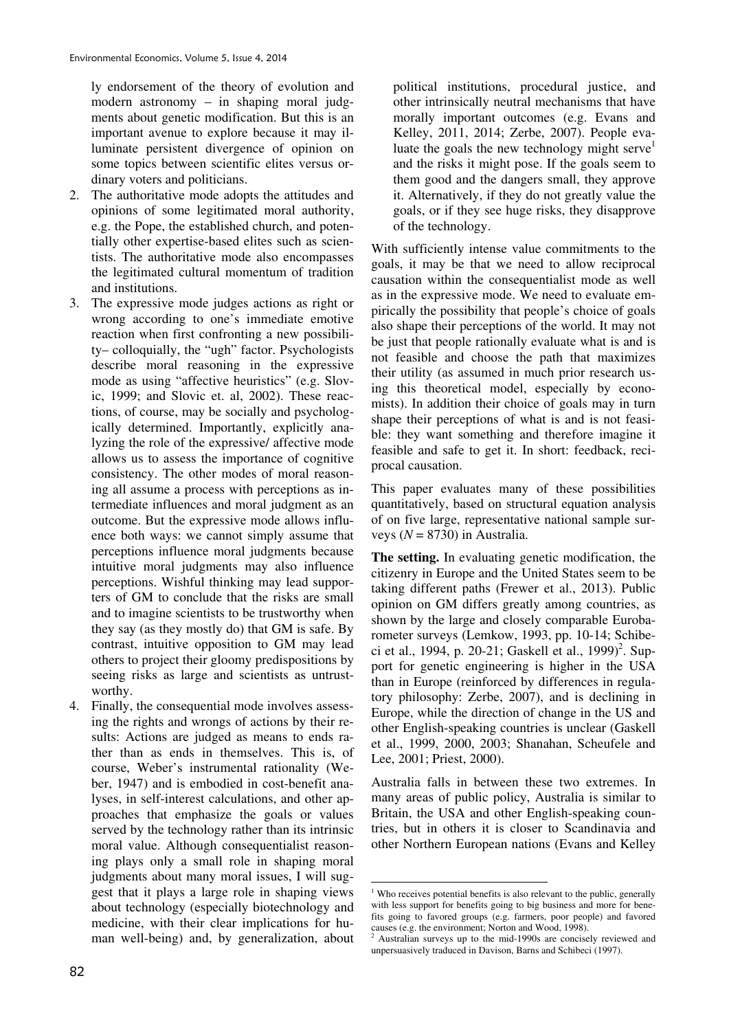ly endorsement of the theory of evolution and modern astronomy – in shaping moral judgments about genetic modification. But this is an important avenue to explore because it may illuminate persistent divergence of opinion on some topics between scientific elites versus ordinary voters and politicians.

2. The authoritative mode adopts the attitudes and opinions of some legitimated moral authority, e.g. the Pope, the established church, and potentially other expertise-based elites such as scientists. The authoritative mode also encompasses the legitimated cultural momentum of tradition and institutions.
3. The expressive mode judges actions as right or wrong according to one's immediate emotive reaction when first confronting a new possibility– colloquially, the "ugh" factor. Psychologists describe moral reasoning in the expressive mode as using "affective heuristics" (e.g. Slovic, 1999; and Slovic et. al, 2002). These reactions, of course, may be socially and psychologically determined. Importantly, explicitly analyzing the role of the expressive/ affective mode allows us to assess the importance of cognitive consistency. The other modes of moral reasoning all assume a process with perceptions as intermediate influences and moral judgment as an outcome. But the expressive mode allows influence both ways: we cannot simply assume that perceptions influence moral judgments because intuitive moral judgments may also influence perceptions. Wishful thinking may lead supporters of GM to conclude that the risks are small and to imagine scientists to be trustworthy when they say (as they mostly do) that GM is safe. By contrast, intuitive opposition to GM may lead others to project their gloomy predispositions by seeing risks as large and scientists as untrustworthy.
4. Finally, the consequential mode involves assessing the rights and wrongs of actions by their results: Actions are judged as means to ends rather than as ends in themselves. This is, of course, Weber's instrumental rationality (Weber, 1947) and is embodied in cost-benefit analyses, in self-interest calculations, and other approaches that emphasize the goals or values served by the technology rather than its intrinsic moral value. Although consequentialist reasoning plays only a small role in shaping moral judgments about many moral issues, I will suggest that it plays a large role in shaping views about technology (especially biotechnology and medicine, with their clear implications for human well-being) and, by generalization, about political institutions, procedural justice, and other intrinsically neutral mechanisms that have morally important outcomes (e.g. Evans and Kelley, 2011, 2014; Zerbe, 2007). People evaluate the goals the new technology might serve[1] and the risks it might pose. If the goals seem to them good and the dangers small, they approve it. Alternatively, if they do not greatly value the goals, or if they see huge risks, they disapprove of the technology.

With sufficiently intense value commitments to the goals, it may be that we need to allow reciprocal causation within the consequentialist mode as well as in the expressive mode. We need to evaluate empirically the possibility that people's choice of goals also shape their perceptions of the world. It may not be just that people rationally evaluate what is and is not feasible and choose the path that maximizes their utility (as assumed in much prior research using this theoretical model, especially by economists). In addition their choice of goals may in turn shape their perceptions of what is and is not feasible: they want something and therefore imagine it feasible and safe to get it. In short: feedback, reciprocal causation.

This paper evaluates many of these possibilities quantitatively, based on structural equation analysis of on five large, representative national sample surveys ($N = 8730$) in Australia.

**The setting.** In evaluating genetic modification, the citizenry in Europe and the United States seem to be taking different paths (Frewer et al., 2013). Public opinion on GM differs greatly among countries, as shown by the large and closely comparable Eurobarometer surveys (Lemkow, 1993, pp. 10-14; Schibeci et al., 1994, p. 20-21; Gaskell et al., 1999)[2]. Support for genetic engineering is higher in the USA than in Europe (reinforced by differences in regulatory philosophy: Zerbe, 2007), and is declining in Europe, while the direction of change in the US and other English-speaking countries is unclear (Gaskell et al., 1999, 2000, 2003; Shanahan, Scheufele and Lee, 2001; Priest, 2000).

Australia falls in between these two extremes. In many areas of public policy, Australia is similar to Britain, the USA and other English-speaking countries, but in others it is closer to Scandinavia and other Northern European nations (Evans and Kelley

[1] Who receives potential benefits is also relevant to the public, generally with less support for benefits going to big business and more for benefits going to favored groups (e.g. farmers, poor people) and favored causes (e.g. the environment; Norton and Wood, 1998).

[2] Australian surveys up to the mid-1990s are concisely reviewed and unpersuasively traduced in Davison, Barns and Schibeci (1997).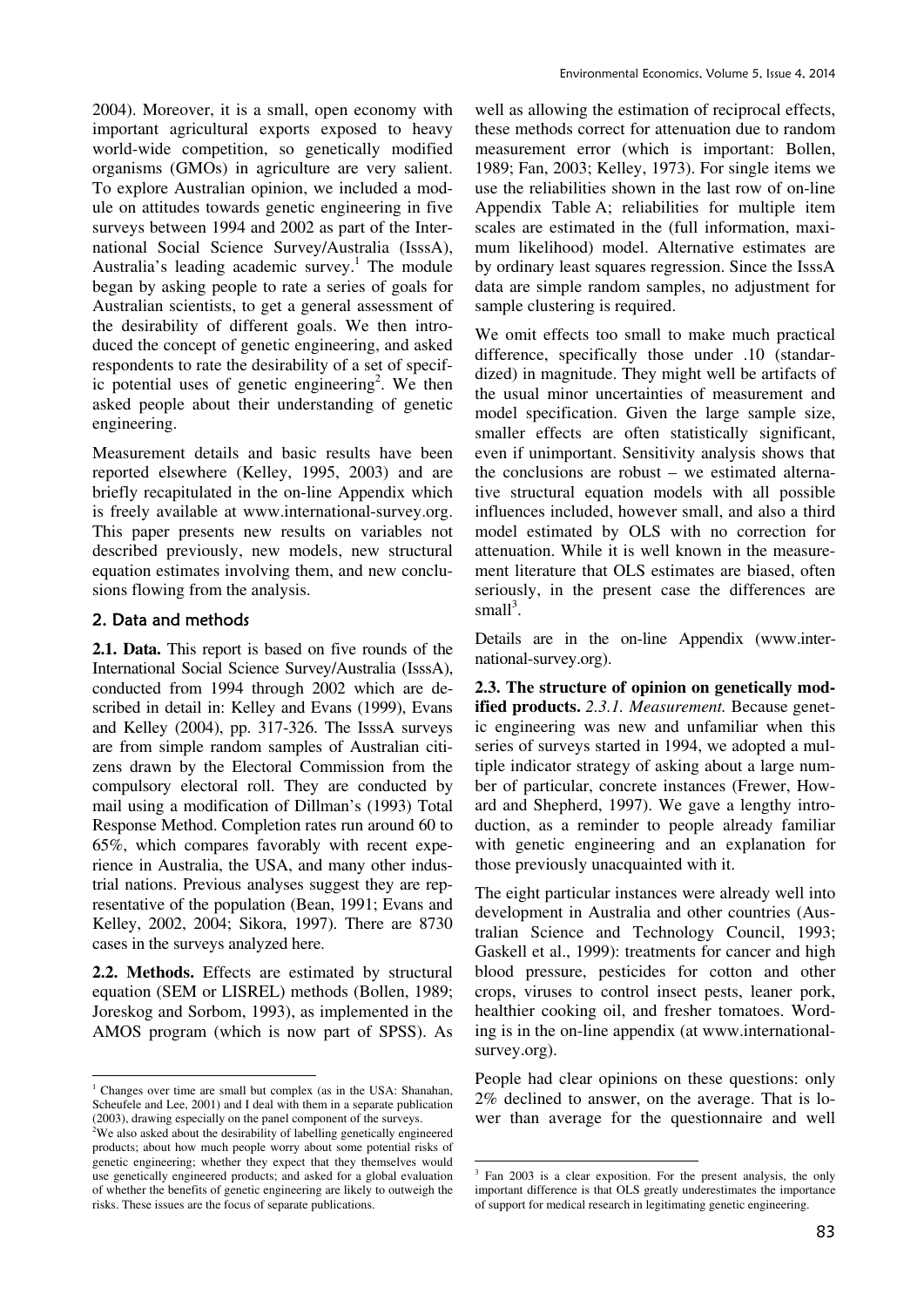2004). Moreover, it is a small, open economy with important agricultural exports exposed to heavy world-wide competition, so genetically modified organisms (GMOs) in agriculture are very salient. To explore Australian opinion, we included a module on attitudes towards genetic engineering in five surveys between 1994 and 2002 as part of the International Social Science Survey/Australia (IsssA), Australia's leading academic survey.[1] The module began by asking people to rate a series of goals for Australian scientists, to get a general assessment of the desirability of different goals. We then introduced the concept of genetic engineering, and asked respondents to rate the desirability of a set of specific potential uses of genetic engineering[2]. We then asked people about their understanding of genetic engineering.

Measurement details and basic results have been reported elsewhere (Kelley, 1995, 2003) and are briefly recapitulated in the on-line Appendix which is freely available at www.international-survey.org. This paper presents new results on variables not described previously, new models, new structural equation estimates involving them, and new conclusions flowing from the analysis.

## 2. Data and methods

**2.1. Data.** This report is based on five rounds of the International Social Science Survey/Australia (IsssA), conducted from 1994 through 2002 which are described in detail in: Kelley and Evans (1999), Evans and Kelley (2004), pp. 317-326. The IsssA surveys are from simple random samples of Australian citizens drawn by the Electoral Commission from the compulsory electoral roll. They are conducted by mail using a modification of Dillman's (1993) Total Response Method. Completion rates run around 60 to 65%, which compares favorably with recent experience in Australia, the USA, and many other industrial nations. Previous analyses suggest they are representative of the population (Bean, 1991; Evans and Kelley, 2002, 2004; Sikora, 1997). There are 8730 cases in the surveys analyzed here.

**2.2. Methods.** Effects are estimated by structural equation (SEM or LISREL) methods (Bollen, 1989; Joreskog and Sorbom, 1993), as implemented in the AMOS program (which is now part of SPSS). As well as allowing the estimation of reciprocal effects, these methods correct for attenuation due to random measurement error (which is important: Bollen, 1989; Fan, 2003; Kelley, 1973). For single items we use the reliabilities shown in the last row of on-line Appendix Table A; reliabilities for multiple item scales are estimated in the (full information, maximum likelihood) model. Alternative estimates are by ordinary least squares regression. Since the IsssA data are simple random samples, no adjustment for sample clustering is required.

We omit effects too small to make much practical difference, specifically those under .10 (standardized) in magnitude. They might well be artifacts of the usual minor uncertainties of measurement and model specification. Given the large sample size, smaller effects are often statistically significant, even if unimportant. Sensitivity analysis shows that the conclusions are robust – we estimated alternative structural equation models with all possible influences included, however small, and also a third model estimated by OLS with no correction for attenuation. While it is well known in the measurement literature that OLS estimates are biased, often seriously, in the present case the differences are small[3].

Details are in the on-line Appendix (www.international-survey.org).

**2.3. The structure of opinion on genetically modified products.** *2.3.1. Measurement.* Because genetic engineering was new and unfamiliar when this series of surveys started in 1994, we adopted a multiple indicator strategy of asking about a large number of particular, concrete instances (Frewer, Howard and Shepherd, 1997). We gave a lengthy introduction, as a reminder to people already familiar with genetic engineering and an explanation for those previously unacquainted with it.

The eight particular instances were already well into development in Australia and other countries (Australian Science and Technology Council, 1993; Gaskell et al., 1999): treatments for cancer and high blood pressure, pesticides for cotton and other crops, viruses to control insect pests, leaner pork, healthier cooking oil, and fresher tomatoes. Wording is in the on-line appendix (at www.international-survey.org).

People had clear opinions on these questions: only 2% declined to answer, on the average. That is lower than average for the questionnaire and well

---

[1] Changes over time are small but complex (as in the USA: Shanahan, Scheufele and Lee, 2001) and I deal with them in a separate publication (2003), drawing especially on the panel component of the surveys.

[2] We also asked about the desirability of labelling genetically engineered products; about how much people worry about some potential risks of genetic engineering; whether they expect that they themselves would use genetically engineered products; and asked for a global evaluation of whether the benefits of genetic engineering are likely to outweigh the risks. These issues are the focus of separate publications.

[3] Fan 2003 is a clear exposition. For the present analysis, the only important difference is that OLS greatly underestimates the importance of support for medical research in legitimating genetic engineering.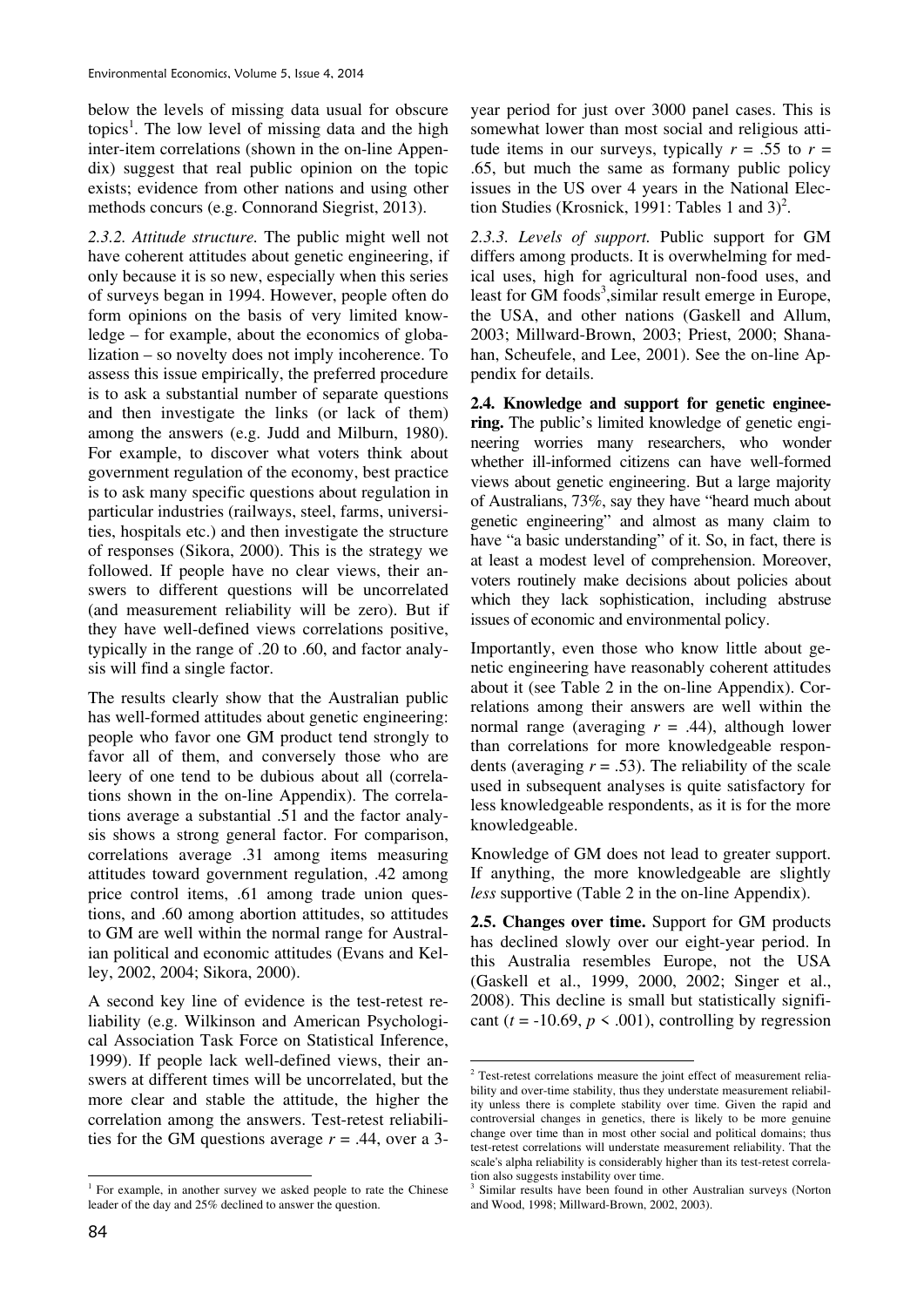below the levels of missing data usual for obscure topics[1]. The low level of missing data and the high inter-item correlations (shown in the on-line Appendix) suggest that real public opinion on the topic exists; evidence from other nations and using other methods concurs (e.g. Connorand Siegrist, 2013).

*2.3.2. Attitude structure.* The public might well not have coherent attitudes about genetic engineering, if only because it is so new, especially when this series of surveys began in 1994. However, people often do form opinions on the basis of very limited knowledge – for example, about the economics of globalization – so novelty does not imply incoherence. To assess this issue empirically, the preferred procedure is to ask a substantial number of separate questions and then investigate the links (or lack of them) among the answers (e.g. Judd and Milburn, 1980). For example, to discover what voters think about government regulation of the economy, best practice is to ask many specific questions about regulation in particular industries (railways, steel, farms, universities, hospitals etc.) and then investigate the structure of responses (Sikora, 2000). This is the strategy we followed. If people have no clear views, their answers to different questions will be uncorrelated (and measurement reliability will be zero). But if they have well-defined views correlations positive, typically in the range of .20 to .60, and factor analysis will find a single factor.

The results clearly show that the Australian public has well-formed attitudes about genetic engineering: people who favor one GM product tend strongly to favor all of them, and conversely those who are leery of one tend to be dubious about all (correlations shown in the on-line Appendix). The correlations average a substantial .51 and the factor analysis shows a strong general factor. For comparison, correlations average .31 among items measuring attitudes toward government regulation, .42 among price control items, .61 among trade union questions, and .60 among abortion attitudes, so attitudes to GM are well within the normal range for Australian political and economic attitudes (Evans and Kelley, 2002, 2004; Sikora, 2000).

A second key line of evidence is the test-retest reliability (e.g. Wilkinson and American Psychological Association Task Force on Statistical Inference, 1999). If people lack well-defined views, their answers at different times will be uncorrelated, but the more clear and stable the attitude, the higher the correlation among the answers. Test-retest reliabilities for the GM questions average $r = .44$, over a 3-year period for just over 3000 panel cases. This is somewhat lower than most social and religious attitude items in our surveys, typically $r = .55$ to $r = .65$, but much the same as formany public policy issues in the US over 4 years in the National Election Studies (Krosnick, 1991: Tables 1 and 3)[2].

*2.3.3. Levels of support.* Public support for GM differs among products. It is overwhelming for medical uses, high for agricultural non-food uses, and least for GM foods[3],similar result emerge in Europe, the USA, and other nations (Gaskell and Allum, 2003; Millward-Brown, 2003; Priest, 2000; Shanahan, Scheufele, and Lee, 2001). See the on-line Appendix for details.

**2.4. Knowledge and support for genetic engineering.** The public's limited knowledge of genetic engineering worries many researchers, who wonder whether ill-informed citizens can have well-formed views about genetic engineering. But a large majority of Australians, 73%, say they have "heard much about genetic engineering" and almost as many claim to have "a basic understanding" of it. So, in fact, there is at least a modest level of comprehension. Moreover, voters routinely make decisions about policies about which they lack sophistication, including abstruse issues of economic and environmental policy.

Importantly, even those who know little about genetic engineering have reasonably coherent attitudes about it (see Table 2 in the on-line Appendix). Correlations among their answers are well within the normal range (averaging $r = .44$), although lower than correlations for more knowledgeable respondents (averaging $r = .53$). The reliability of the scale used in subsequent analyses is quite satisfactory for less knowledgeable respondents, as it is for the more knowledgeable.

Knowledge of GM does not lead to greater support. If anything, the more knowledgeable are slightly *less* supportive (Table 2 in the on-line Appendix).

**2.5. Changes over time.** Support for GM products has declined slowly over our eight-year period. In this Australia resembles Europe, not the USA (Gaskell et al., 1999, 2000, 2002; Singer et al., 2008). This decline is small but statistically significant ($t = -10.69$, $p < .001$), controlling by regression

---

[1] For example, in another survey we asked people to rate the Chinese leader of the day and 25% declined to answer the question.

[2] Test-retest correlations measure the joint effect of measurement reliability and over-time stability, thus they understate measurement reliability unless there is complete stability over time. Given the rapid and controversial changes in genetics, there is likely to be more genuine change over time than in most other social and political domains; thus test-retest correlations will understate measurement reliability. That the scale's alpha reliability is considerably higher than its test-retest correlation also suggests instability over time.

[3] Similar results have been found in other Australian surveys (Norton and Wood, 1998; Millward-Brown, 2002, 2003).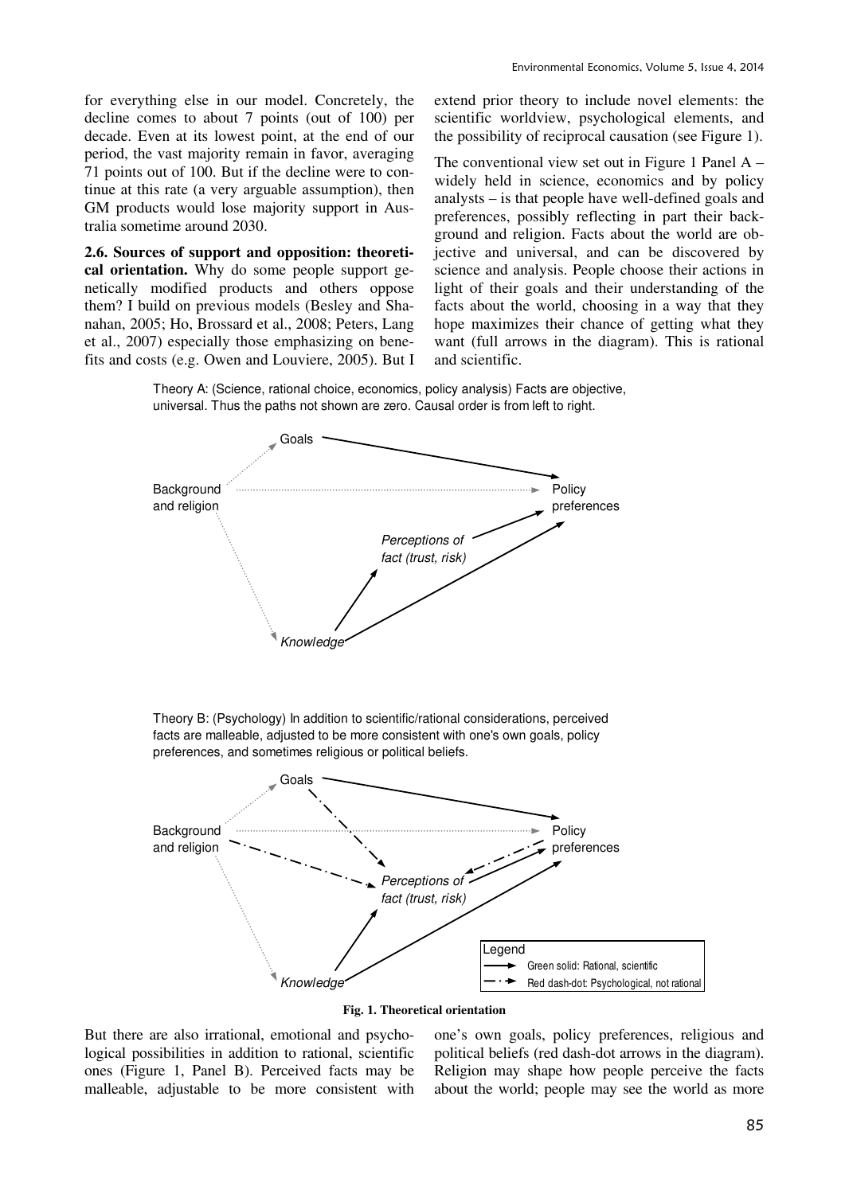for everything else in our model. Concretely, the decline comes to about 7 points (out of 100) per decade. Even at its lowest point, at the end of our period, the vast majority remain in favor, averaging 71 points out of 100. But if the decline were to continue at this rate (a very arguable assumption), then GM products would lose majority support in Australia sometime around 2030.

**2.6. Sources of support and opposition: theoretical orientation.** Why do some people support genetically modified products and others oppose them? I build on previous models (Besley and Shanahan, 2005; Ho, Brossard et al., 2008; Peters, Lang et al., 2007) especially those emphasizing on benefits and costs (e.g. Owen and Louviere, 2005). But I extend prior theory to include novel elements: the scientific worldview, psychological elements, and the possibility of reciprocal causation (see Figure 1).

The conventional view set out in Figure 1 Panel A – widely held in science, economics and by policy analysts – is that people have well-defined goals and preferences, possibly reflecting in part their background and religion. Facts about the world are objective and universal, and can be discovered by science and analysis. People choose their actions in light of their goals and their understanding of the facts about the world, choosing in a way that they hope maximizes their chance of getting what they want (full arrows in the diagram). This is rational and scientific.

Theory A: (Science, rational choice, economics, policy analysis) Facts are objective, universal. Thus the paths not shown are zero. Causal order is from left to right.

Goals; Background and religion; Policy preferences; *Perceptions of fact (trust, risk)*; *Knowledge*

Theory B: (Psychology) In addition to scientific/rational considerations, perceived facts are malleable, adjusted to be more consistent with one's own goals, policy preferences, and sometimes religious or political beliefs.

Goals; Background and religion; Policy preferences; *Perceptions of fact (trust, risk)*; *Knowledge*

Legend: Green solid: Rational, scientific; Red dash-dot: Psychological, not rational

**Fig. 1. Theoretical orientation**

But there are also irrational, emotional and psychological possibilities in addition to rational, scientific ones (Figure 1, Panel B). Perceived facts may be malleable, adjustable to be more consistent with one's own goals, policy preferences, religious and political beliefs (red dash-dot arrows in the diagram). Religion may shape how people perceive the facts about the world; people may see the world as more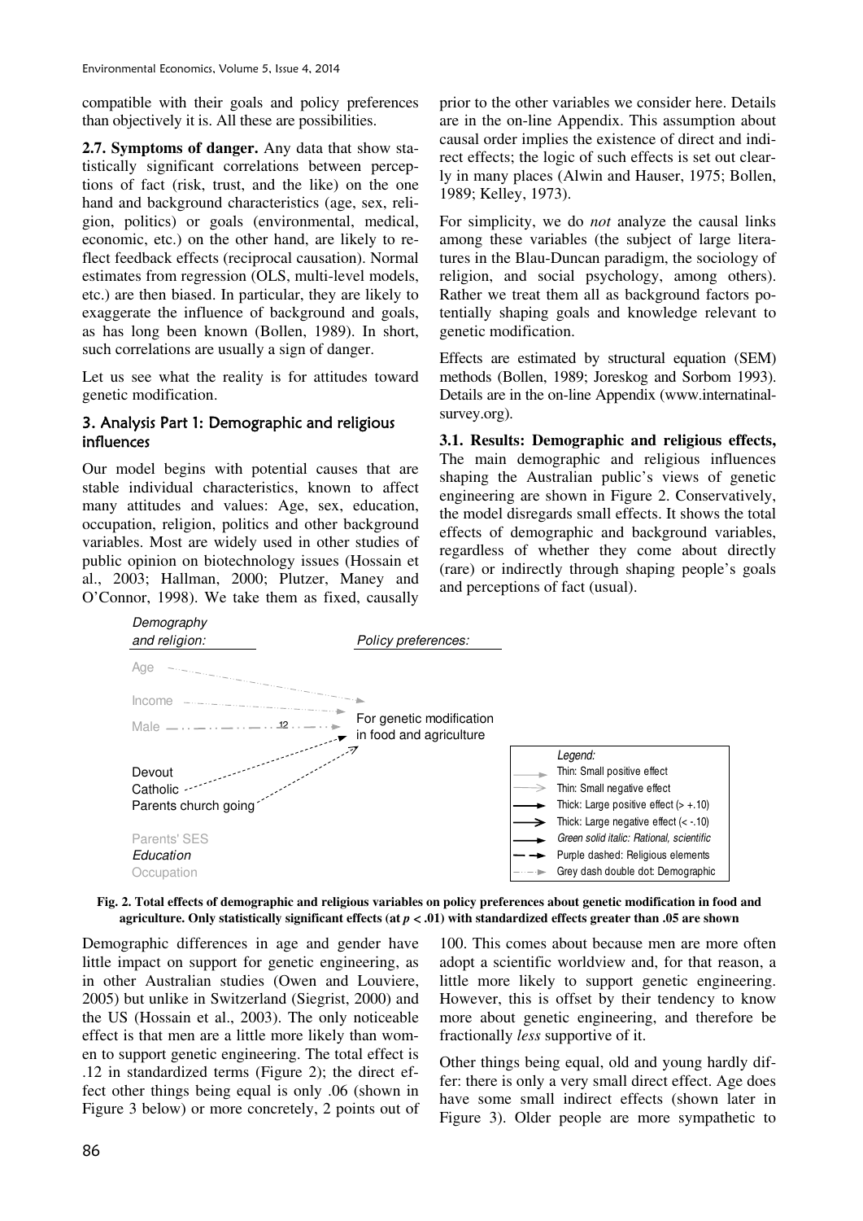compatible with their goals and policy preferences than objectively it is. All these are possibilities.

**2.7. Symptoms of danger.** Any data that show statistically significant correlations between perceptions of fact (risk, trust, and the like) on the one hand and background characteristics (age, sex, religion, politics) or goals (environmental, medical, economic, etc.) on the other hand, are likely to reflect feedback effects (reciprocal causation). Normal estimates from regression (OLS, multi-level models, etc.) are then biased. In particular, they are likely to exaggerate the influence of background and goals, as has long been known (Bollen, 1989). In short, such correlations are usually a sign of danger.

Let us see what the reality is for attitudes toward genetic modification.

## 3. Analysis Part 1: Demographic and religious influences

Our model begins with potential causes that are stable individual characteristics, known to affect many attitudes and values: Age, sex, education, occupation, religion, politics and other background variables. Most are widely used in other studies of public opinion on biotechnology issues (Hossain et al., 2003; Hallman, 2000; Plutzer, Maney and O'Connor, 1998). We take them as fixed, causally prior to the other variables we consider here. Details are in the on-line Appendix. This assumption about causal order implies the existence of direct and indirect effects; the logic of such effects is set out clearly in many places (Alwin and Hauser, 1975; Bollen, 1989; Kelley, 1973).

For simplicity, we do *not* analyze the causal links among these variables (the subject of large literatures in the Blau-Duncan paradigm, the sociology of religion, and social psychology, among others). Rather we treat them all as background factors potentially shaping goals and knowledge relevant to genetic modification.

Effects are estimated by structural equation (SEM) methods (Bollen, 1989; Joreskog and Sorbom 1993). Details are in the on-line Appendix (www.internatinal-survey.org).

**3.1. Results: Demographic and religious effects,** The main demographic and religious influences shaping the Australian public's views of genetic engineering are shown in Figure 2. Conservatively, the model disregards small effects. It shows the total effects of demographic and background variables, regardless of whether they come about directly (rare) or indirectly through shaping people's goals and perceptions of fact (usual).

*Demography and religion:* Age, Income, Male (.12), Devout Catholic, Parents church going, Parents' SES, *Education*, Occupation → *Policy preferences:* For genetic modification in food and agriculture

Legend: Thin: Small positive effect; Thin: Small negative effect; Thick: Large positive effect (> +.10); Thick: Large negative effect (< -.10); *Green solid italic: Rational, scientific*; Purple dashed: Religious elements; Grey dash double dot: Demographic

**Fig. 2. Total effects of demographic and religious variables on policy preferences about genetic modification in food and agriculture. Only statistically significant effects (at $p < .01$) with standardized effects greater than .05 are shown**

Demographic differences in age and gender have little impact on support for genetic engineering, as in other Australian studies (Owen and Louviere, 2005) but unlike in Switzerland (Siegrist, 2000) and the US (Hossain et al., 2003). The only noticeable effect is that men are a little more likely than women to support genetic engineering. The total effect is .12 in standardized terms (Figure 2); the direct effect other things being equal is only .06 (shown in Figure 3 below) or more concretely, 2 points out of 100. This comes about because men are more often adopt a scientific worldview and, for that reason, a little more likely to support genetic engineering. However, this is offset by their tendency to know more about genetic engineering, and therefore be fractionally *less* supportive of it.

Other things being equal, old and young hardly differ: there is only a very small direct effect. Age does have some small indirect effects (shown later in Figure 3). Older people are more sympathetic to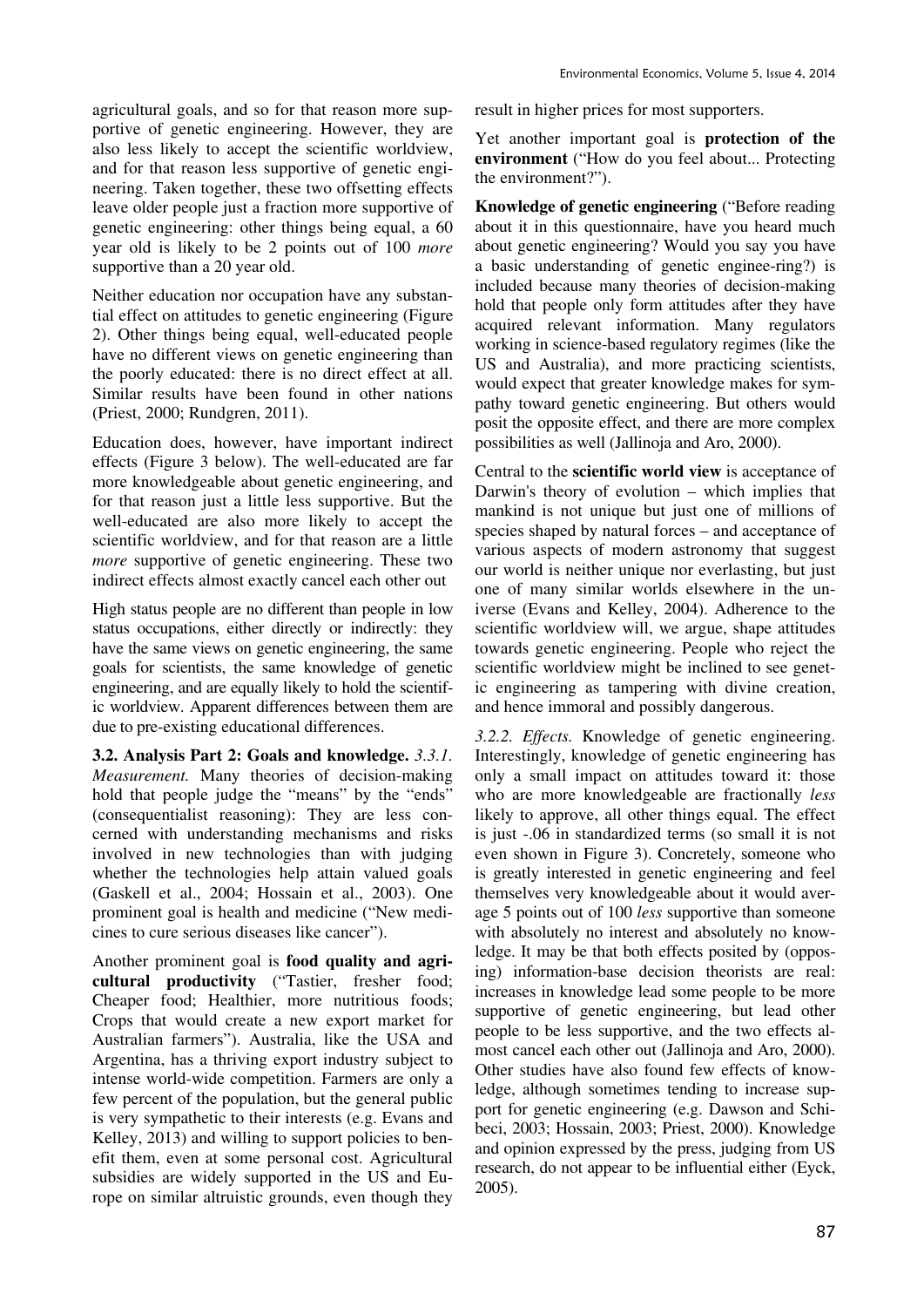agricultural goals, and so for that reason more supportive of genetic engineering. However, they are also less likely to accept the scientific worldview, and for that reason less supportive of genetic engineering. Taken together, these two offsetting effects leave older people just a fraction more supportive of genetic engineering: other things being equal, a 60 year old is likely to be 2 points out of 100 *more* supportive than a 20 year old.

Neither education nor occupation have any substantial effect on attitudes to genetic engineering (Figure 2). Other things being equal, well-educated people have no different views on genetic engineering than the poorly educated: there is no direct effect at all. Similar results have been found in other nations (Priest, 2000; Rundgren, 2011).

Education does, however, have important indirect effects (Figure 3 below). The well-educated are far more knowledgeable about genetic engineering, and for that reason just a little less supportive. But the well-educated are also more likely to accept the scientific worldview, and for that reason are a little *more* supportive of genetic engineering. These two indirect effects almost exactly cancel each other out

High status people are no different than people in low status occupations, either directly or indirectly: they have the same views on genetic engineering, the same goals for scientists, the same knowledge of genetic engineering, and are equally likely to hold the scientific worldview. Apparent differences between them are due to pre-existing educational differences.

**3.2. Analysis Part 2: Goals and knowledge.** *3.3.1. Measurement.* Many theories of decision-making hold that people judge the "means" by the "ends" (consequentialist reasoning): They are less concerned with understanding mechanisms and risks involved in new technologies than with judging whether the technologies help attain valued goals (Gaskell et al., 2004; Hossain et al., 2003). One prominent goal is health and medicine ("New medicines to cure serious diseases like cancer").

Another prominent goal is **food quality and agricultural productivity** ("Tastier, fresher food; Cheaper food; Healthier, more nutritious foods; Crops that would create a new export market for Australian farmers"). Australia, like the USA and Argentina, has a thriving export industry subject to intense world-wide competition. Farmers are only a few percent of the population, but the general public is very sympathetic to their interests (e.g. Evans and Kelley, 2013) and willing to support policies to benefit them, even at some personal cost. Agricultural subsidies are widely supported in the US and Europe on similar altruistic grounds, even though they result in higher prices for most supporters.

Yet another important goal is **protection of the environment** ("How do you feel about... Protecting the environment?").

**Knowledge of genetic engineering** ("Before reading about it in this questionnaire, have you heard much about genetic engineering? Would you say you have a basic understanding of genetic enginee-ring?) is included because many theories of decision-making hold that people only form attitudes after they have acquired relevant information. Many regulators working in science-based regulatory regimes (like the US and Australia), and more practicing scientists, would expect that greater knowledge makes for sympathy toward genetic engineering. But others would posit the opposite effect, and there are more complex possibilities as well (Jallinoja and Aro, 2000).

Central to the **scientific world view** is acceptance of Darwin's theory of evolution – which implies that mankind is not unique but just one of millions of species shaped by natural forces – and acceptance of various aspects of modern astronomy that suggest our world is neither unique nor everlasting, but just one of many similar worlds elsewhere in the universe (Evans and Kelley, 2004). Adherence to the scientific worldview will, we argue, shape attitudes towards genetic engineering. People who reject the scientific worldview might be inclined to see genetic engineering as tampering with divine creation, and hence immoral and possibly dangerous.

*3.2.2. Effects.* Knowledge of genetic engineering. Interestingly, knowledge of genetic engineering has only a small impact on attitudes toward it: those who are more knowledgeable are fractionally *less* likely to approve, all other things equal. The effect is just -.06 in standardized terms (so small it is not even shown in Figure 3). Concretely, someone who is greatly interested in genetic engineering and feel themselves very knowledgeable about it would average 5 points out of 100 *less* supportive than someone with absolutely no interest and absolutely no knowledge. It may be that both effects posited by (opposing) information-base decision theorists are real: increases in knowledge lead some people to be more supportive of genetic engineering, but lead other people to be less supportive, and the two effects almost cancel each other out (Jallinoja and Aro, 2000). Other studies have also found few effects of knowledge, although sometimes tending to increase support for genetic engineering (e.g. Dawson and Schibeci, 2003; Hossain, 2003; Priest, 2000). Knowledge and opinion expressed by the press, judging from US research, do not appear to be influential either (Eyck, 2005).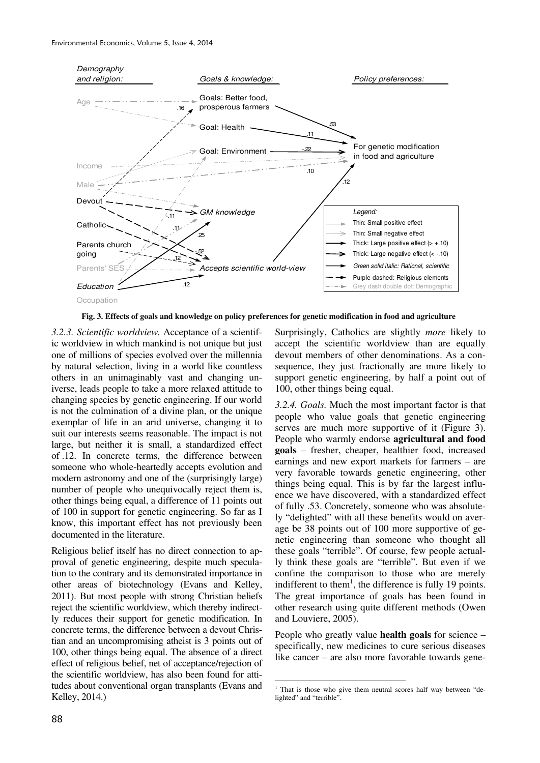**Fig. 3. Effects of goals and knowledge on policy preferences for genetic modification in food and agriculture**

*3.2.3. Scientific worldview.* Acceptance of a scientific worldview in which mankind is not unique but just one of millions of species evolved over the millennia by natural selection, living in a world like countless others in an unimaginably vast and changing universe, leads people to take a more relaxed attitude to changing species by genetic engineering. If our world is not the culmination of a divine plan, or the unique exemplar of life in an arid universe, changing it to suit our interests seems reasonable. The impact is not large, but neither it is small, a standardized effect of .12. In concrete terms, the difference between someone who whole-heartedly accepts evolution and modern astronomy and one of the (surprisingly large) number of people who unequivocally reject them is, other things being equal, a difference of 11 points out of 100 in support for genetic engineering. So far as I know, this important effect has not previously been documented in the literature.

Religious belief itself has no direct connection to approval of genetic engineering, despite much speculation to the contrary and its demonstrated importance in other areas of biotechnology (Evans and Kelley, 2011). But most people with strong Christian beliefs reject the scientific worldview, which thereby indirectly reduces their support for genetic modification. In concrete terms, the difference between a devout Christian and an uncompromising atheist is 3 points out of 100, other things being equal. The absence of a direct effect of religious belief, net of acceptance/rejection of the scientific worldview, has also been found for attitudes about conventional organ transplants (Evans and Kelley, 2014.)

Surprisingly, Catholics are slightly *more* likely to accept the scientific worldview than are equally devout members of other denominations. As a consequence, they just fractionally are more likely to support genetic engineering, by half a point out of 100, other things being equal.

*3.2.4. Goals.* Much the most important factor is that people who value goals that genetic engineering serves are much more supportive of it (Figure 3). People who warmly endorse **agricultural and food goals** – fresher, cheaper, healthier food, increased earnings and new export markets for farmers – are very favorable towards genetic engineering, other things being equal. This is by far the largest influence we have discovered, with a standardized effect of fully .53. Concretely, someone who was absolutely "delighted" with all these benefits would on average be 38 points out of 100 more supportive of genetic engineering than someone who thought all these goals "terrible". Of course, few people actually think these goals are "terrible". But even if we confine the comparison to those who are merely indifferent to them[1], the difference is fully 19 points. The great importance of goals has been found in other research using quite different methods (Owen and Louviere, 2005).

People who greatly value **health goals** for science – specifically, new medicines to cure serious diseases like cancer – are also more favorable towards gene-

[1] That is those who give them neutral scores half way between "delighted" and "terrible".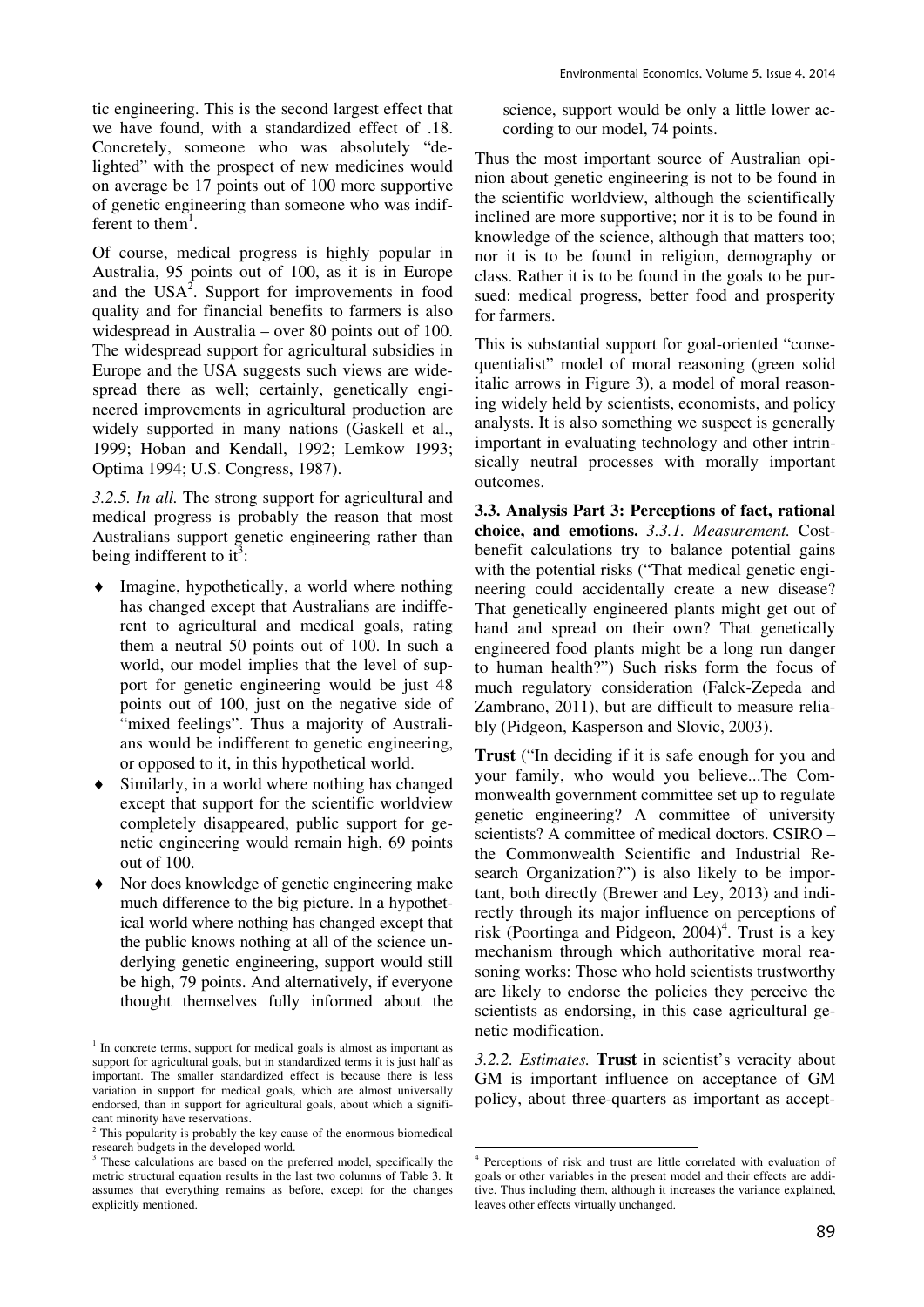tic engineering. This is the second largest effect that we have found, with a standardized effect of .18. Concretely, someone who was absolutely "delighted" with the prospect of new medicines would on average be 17 points out of 100 more supportive of genetic engineering than someone who was indifferent to them[1].

Of course, medical progress is highly popular in Australia, 95 points out of 100, as it is in Europe and the USA[2]. Support for improvements in food quality and for financial benefits to farmers is also widespread in Australia – over 80 points out of 100. The widespread support for agricultural subsidies in Europe and the USA suggests such views are widespread there as well; certainly, genetically engineered improvements in agricultural production are widely supported in many nations (Gaskell et al., 1999; Hoban and Kendall, 1992; Lemkow 1993; Optima 1994; U.S. Congress, 1987).

*3.2.5. In all.* The strong support for agricultural and medical progress is probably the reason that most Australians support genetic engineering rather than being indifferent to it[3]:

- Imagine, hypothetically, a world where nothing has changed except that Australians are indifferent to agricultural and medical goals, rating them a neutral 50 points out of 100. In such a world, our model implies that the level of support for genetic engineering would be just 48 points out of 100, just on the negative side of "mixed feelings". Thus a majority of Australians would be indifferent to genetic engineering, or opposed to it, in this hypothetical world.
- Similarly, in a world where nothing has changed except that support for the scientific worldview completely disappeared, public support for genetic engineering would remain high, 69 points out of 100.
- Nor does knowledge of genetic engineering make much difference to the big picture. In a hypothetical world where nothing has changed except that the public knows nothing at all of the science underlying genetic engineering, support would still be high, 79 points. And alternatively, if everyone thought themselves fully informed about the science, support would be only a little lower according to our model, 74 points.

Thus the most important source of Australian opinion about genetic engineering is not to be found in the scientific worldview, although the scientifically inclined are more supportive; nor it is to be found in knowledge of the science, although that matters too; nor it is to be found in religion, demography or class. Rather it is to be found in the goals to be pursued: medical progress, better food and prosperity for farmers.

This is substantial support for goal-oriented "consequentialist" model of moral reasoning (green solid italic arrows in Figure 3), a model of moral reasoning widely held by scientists, economists, and policy analysts. It is also something we suspect is generally important in evaluating technology and other intrinsically neutral processes with morally important outcomes.

**3.3. Analysis Part 3: Perceptions of fact, rational choice, and emotions.** *3.3.1. Measurement.* Cost-benefit calculations try to balance potential gains with the potential risks ("That medical genetic engineering could accidentally create a new disease? That genetically engineered plants might get out of hand and spread on their own? That genetically engineered food plants might be a long run danger to human health?") Such risks form the focus of much regulatory consideration (Falck-Zepeda and Zambrano, 2011), but are difficult to measure reliably (Pidgeon, Kasperson and Slovic, 2003).

**Trust** ("In deciding if it is safe enough for you and your family, who would you believe...The Commonwealth government committee set up to regulate genetic engineering? A committee of university scientists? A committee of medical doctors. CSIRO – the Commonwealth Scientific and Industrial Research Organization?") is also likely to be important, both directly (Brewer and Ley, 2013) and indirectly through its major influence on perceptions of risk (Poortinga and Pidgeon, 2004)[4]. Trust is a key mechanism through which authoritative moral reasoning works: Those who hold scientists trustworthy are likely to endorse the policies they perceive the scientists as endorsing, in this case agricultural genetic modification.

*3.2.2. Estimates.* **Trust** in scientist's veracity about GM is important influence on acceptance of GM policy, about three-quarters as important as accept-

---

[1] In concrete terms, support for medical goals is almost as important as support for agricultural goals, but in standardized terms it is just half as important. The smaller standardized effect is because there is less variation in support for medical goals, which are almost universally endorsed, than in support for agricultural goals, about which a significant minority have reservations.

[2] This popularity is probably the key cause of the enormous biomedical research budgets in the developed world.

[3] These calculations are based on the preferred model, specifically the metric structural equation results in the last two columns of Table 3. It assumes that everything remains as before, except for the changes explicitly mentioned.

[4] Perceptions of risk and trust are little correlated with evaluation of goals or other variables in the present model and their effects are additive. Thus including them, although it increases the variance explained, leaves other effects virtually unchanged.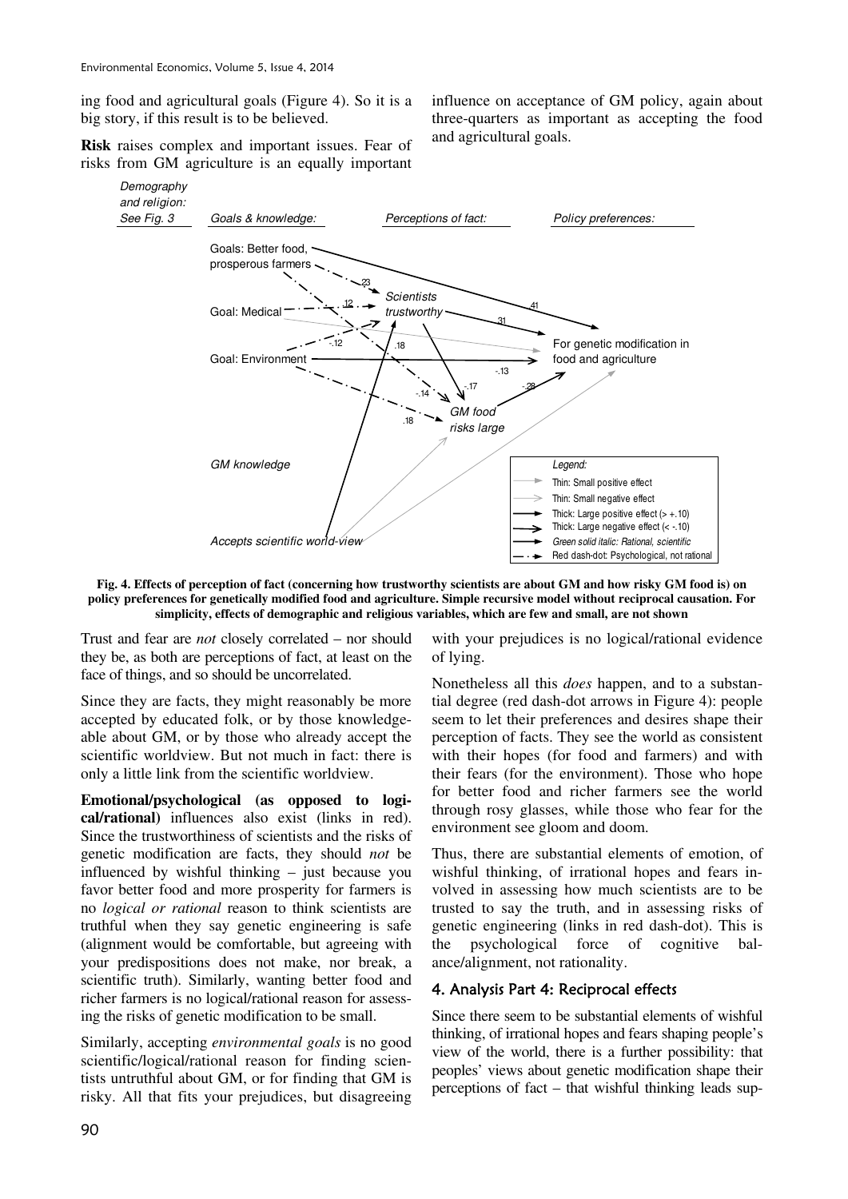ing food and agricultural goals (Figure 4). So it is a big story, if this result is to be believed.

**Risk** raises complex and important issues. Fear of risks from GM agriculture is an equally important influence on acceptance of GM policy, again about three-quarters as important as accepting the food and agricultural goals.

**Fig. 4. Effects of perception of fact (concerning how trustworthy scientists are about GM and how risky GM food is) on policy preferences for genetically modified food and agriculture. Simple recursive model without reciprocal causation. For simplicity, effects of demographic and religious variables, which are few and small, are not shown**

Trust and fear are *not* closely correlated – nor should they be, as both are perceptions of fact, at least on the face of things, and so should be uncorrelated.

Since they are facts, they might reasonably be more accepted by educated folk, or by those knowledgeable about GM, or by those who already accept the scientific worldview. But not much in fact: there is only a little link from the scientific worldview.

**Emotional/psychological (as opposed to logical/rational)** influences also exist (links in red). Since the trustworthiness of scientists and the risks of genetic modification are facts, they should *not* be influenced by wishful thinking – just because you favor better food and more prosperity for farmers is no *logical or rational* reason to think scientists are truthful when they say genetic engineering is safe (alignment would be comfortable, but agreeing with your predispositions does not make, nor break, a scientific truth). Similarly, wanting better food and richer farmers is no logical/rational reason for assessing the risks of genetic modification to be small.

Similarly, accepting *environmental goals* is no good scientific/logical/rational reason for finding scientists untruthful about GM, or for finding that GM is risky. All that fits your prejudices, but disagreeing with your prejudices is no logical/rational evidence of lying.

Nonetheless all this *does* happen, and to a substantial degree (red dash-dot arrows in Figure 4): people seem to let their preferences and desires shape their perception of facts. They see the world as consistent with their hopes (for food and farmers) and with their fears (for the environment). Those who hope for better food and richer farmers see the world through rosy glasses, while those who fear for the environment see gloom and doom.

Thus, there are substantial elements of emotion, of wishful thinking, of irrational hopes and fears involved in assessing how much scientists are to be trusted to say the truth, and in assessing risks of genetic engineering (links in red dash-dot). This is the psychological force of cognitive balance/alignment, not rationality.

## 4. Analysis Part 4: Reciprocal effects

Since there seem to be substantial elements of wishful thinking, of irrational hopes and fears shaping people's view of the world, there is a further possibility: that peoples' views about genetic modification shape their perceptions of fact – that wishful thinking leads sup-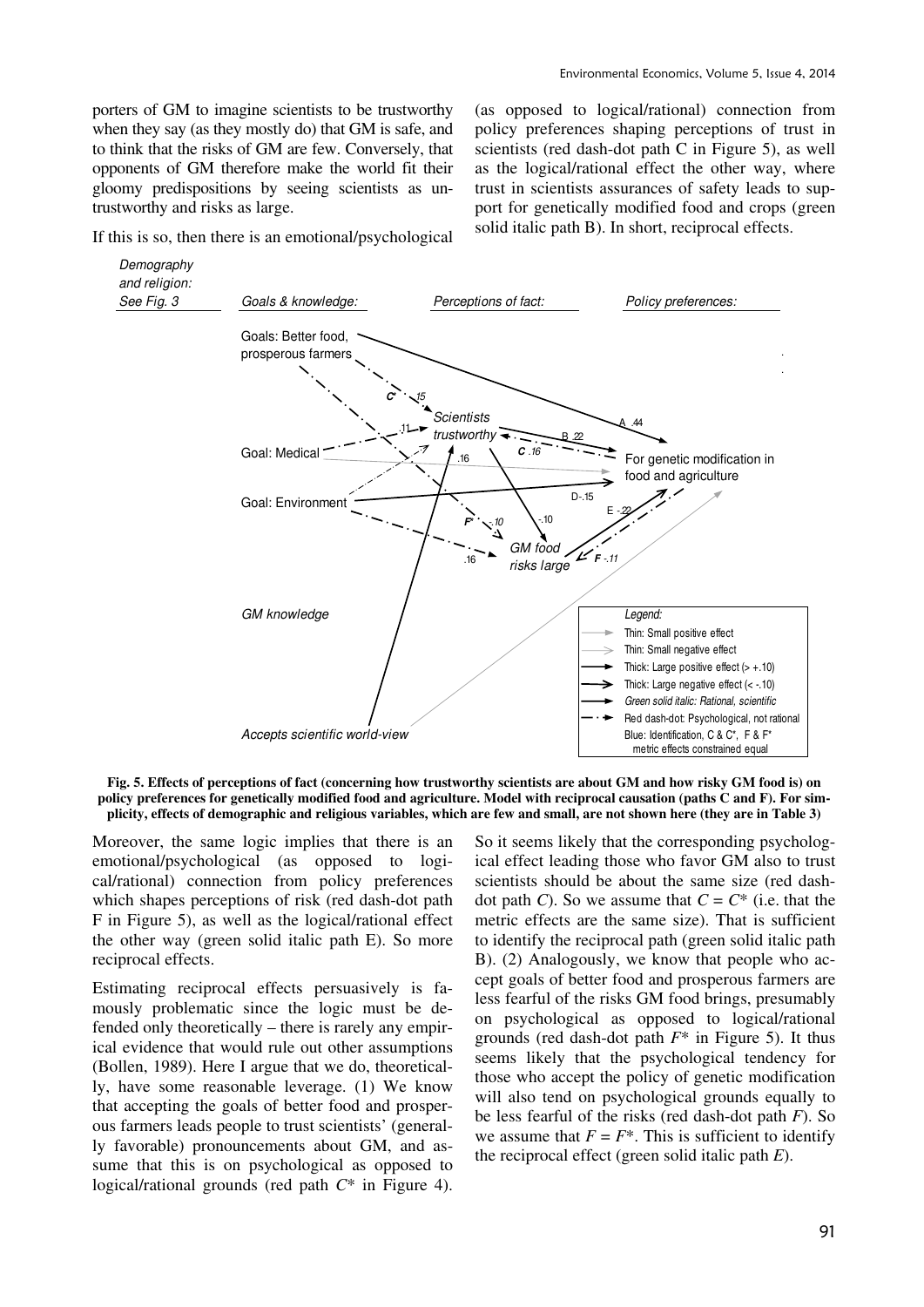porters of GM to imagine scientists to be trustworthy when they say (as they mostly do) that GM is safe, and to think that the risks of GM are few. Conversely, that opponents of GM therefore make the world fit their gloomy predispositions by seeing scientists as untrustworthy and risks as large.

If this is so, then there is an emotional/psychological (as opposed to logical/rational) connection from policy preferences shaping perceptions of trust in scientists (red dash-dot path C in Figure 5), as well as the logical/rational effect the other way, where trust in scientists assurances of safety leads to support for genetically modified food and crops (green solid italic path B). In short, reciprocal effects.

**Fig. 5. Effects of perceptions of fact (concerning how trustworthy scientists are about GM and how risky GM food is) on policy preferences for genetically modified food and agriculture. Model with reciprocal causation (paths C and F). For simplicity, effects of demographic and religious variables, which are few and small, are not shown here (they are in Table 3)**

Moreover, the same logic implies that there is an emotional/psychological (as opposed to logical/rational) connection from policy preferences which shapes perceptions of risk (red dash-dot path F in Figure 5), as well as the logical/rational effect the other way (green solid italic path E). So more reciprocal effects.

Estimating reciprocal effects persuasively is famously problematic since the logic must be defended only theoretically – there is rarely any empirical evidence that would rule out other assumptions (Bollen, 1989). Here I argue that we do, theoretically, have some reasonable leverage. (1) We know that accepting the goals of better food and prosperous farmers leads people to trust scientists' (generally favorable) pronouncements about GM, and assume that this is on psychological as opposed to logical/rational grounds (red path $C^*$ in Figure 4). So it seems likely that the corresponding psychological effect leading those who favor GM also to trust scientists should be about the same size (red dash-dot path $C$). So we assume that $C = C^*$ (i.e. that the metric effects are the same size). That is sufficient to identify the reciprocal path (green solid italic path B). (2) Analogously, we know that people who accept goals of better food and prosperous farmers are less fearful of the risks GM food brings, presumably on psychological as opposed to logical/rational grounds (red dash-dot path $F^*$ in Figure 5). It thus seems likely that the psychological tendency for those who accept the policy of genetic modification will also tend on psychological grounds equally to be less fearful of the risks (red dash-dot path $F$). So we assume that $F = F^*$. This is sufficient to identify the reciprocal effect (green solid italic path $E$).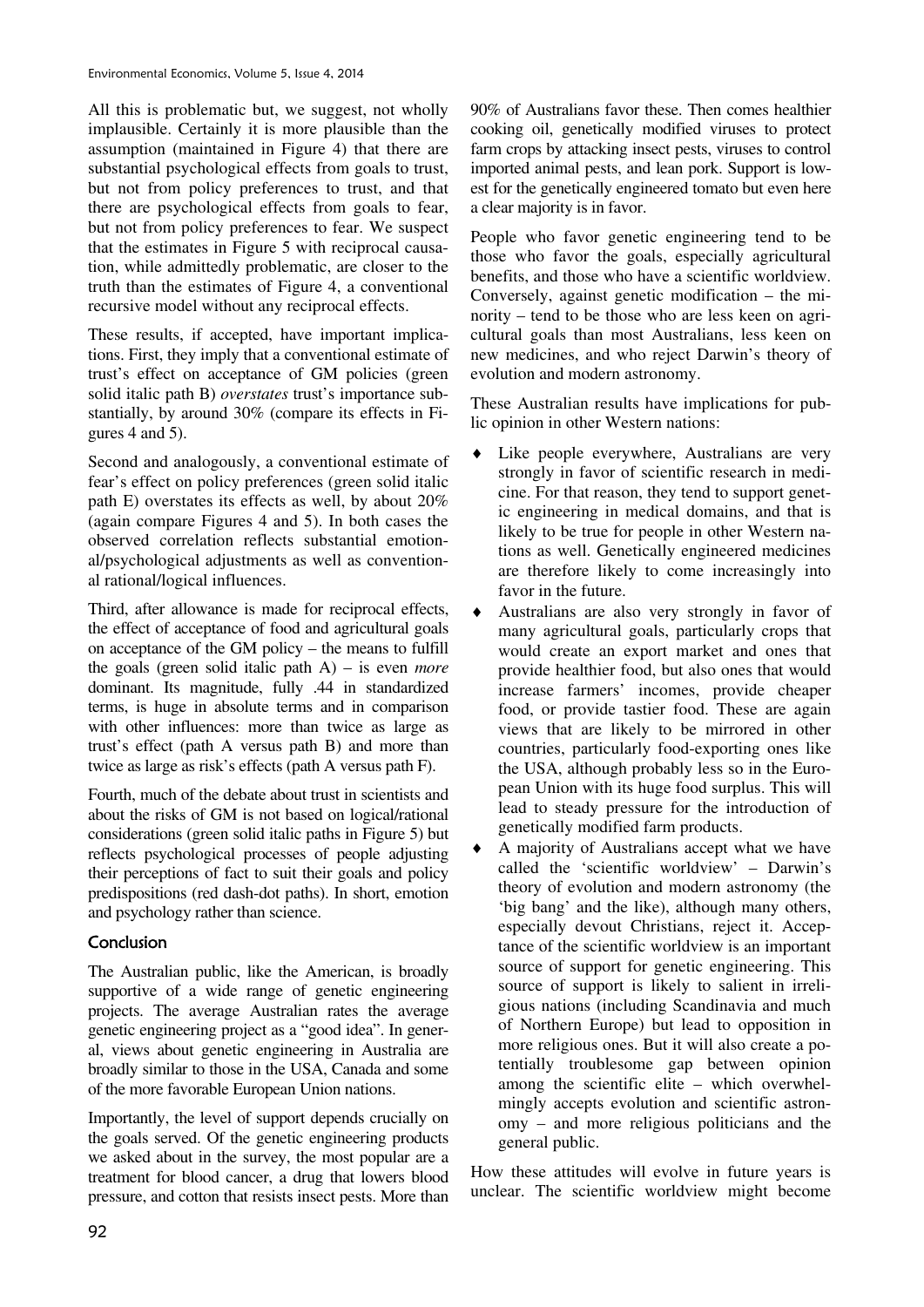All this is problematic but, we suggest, not wholly implausible. Certainly it is more plausible than the assumption (maintained in Figure 4) that there are substantial psychological effects from goals to trust, but not from policy preferences to trust, and that there are psychological effects from goals to fear, but not from policy preferences to fear. We suspect that the estimates in Figure 5 with reciprocal causation, while admittedly problematic, are closer to the truth than the estimates of Figure 4, a conventional recursive model without any reciprocal effects.

These results, if accepted, have important implications. First, they imply that a conventional estimate of trust's effect on acceptance of GM policies (green solid italic path B) *overstates* trust's importance substantially, by around 30% (compare its effects in Figures 4 and 5).

Second and analogously, a conventional estimate of fear's effect on policy preferences (green solid italic path E) overstates its effects as well, by about 20% (again compare Figures 4 and 5). In both cases the observed correlation reflects substantial emotional/psychological adjustments as well as conventional rational/logical influences.

Third, after allowance is made for reciprocal effects, the effect of acceptance of food and agricultural goals on acceptance of the GM policy – the means to fulfill the goals (green solid italic path A) – is even *more* dominant. Its magnitude, fully .44 in standardized terms, is huge in absolute terms and in comparison with other influences: more than twice as large as trust's effect (path A versus path B) and more than twice as large as risk's effects (path A versus path F).

Fourth, much of the debate about trust in scientists and about the risks of GM is not based on logical/rational considerations (green solid italic paths in Figure 5) but reflects psychological processes of people adjusting their perceptions of fact to suit their goals and policy predispositions (red dash-dot paths). In short, emotion and psychology rather than science.

## Conclusion

The Australian public, like the American, is broadly supportive of a wide range of genetic engineering projects. The average Australian rates the average genetic engineering project as a "good idea". In general, views about genetic engineering in Australia are broadly similar to those in the USA, Canada and some of the more favorable European Union nations.

Importantly, the level of support depends crucially on the goals served. Of the genetic engineering products we asked about in the survey, the most popular are a treatment for blood cancer, a drug that lowers blood pressure, and cotton that resists insect pests. More than 90% of Australians favor these. Then comes healthier cooking oil, genetically modified viruses to protect farm crops by attacking insect pests, viruses to control imported animal pests, and lean pork. Support is lowest for the genetically engineered tomato but even here a clear majority is in favor.

People who favor genetic engineering tend to be those who favor the goals, especially agricultural benefits, and those who have a scientific worldview. Conversely, against genetic modification – the minority – tend to be those who are less keen on agricultural goals than most Australians, less keen on new medicines, and who reject Darwin's theory of evolution and modern astronomy.

These Australian results have implications for public opinion in other Western nations:

- Like people everywhere, Australians are very strongly in favor of scientific research in medicine. For that reason, they tend to support genetic engineering in medical domains, and that is likely to be true for people in other Western nations as well. Genetically engineered medicines are therefore likely to come increasingly into favor in the future.
- Australians are also very strongly in favor of many agricultural goals, particularly crops that would create an export market and ones that provide healthier food, but also ones that would increase farmers' incomes, provide cheaper food, or provide tastier food. These are again views that are likely to be mirrored in other countries, particularly food-exporting ones like the USA, although probably less so in the European Union with its huge food surplus. This will lead to steady pressure for the introduction of genetically modified farm products.
- A majority of Australians accept what we have called the 'scientific worldview' – Darwin's theory of evolution and modern astronomy (the 'big bang' and the like), although many others, especially devout Christians, reject it. Acceptance of the scientific worldview is an important source of support for genetic engineering. This source of support is likely to salient in irreligious nations (including Scandinavia and much of Northern Europe) but lead to opposition in more religious ones. But it will also create a potentially troublesome gap between opinion among the scientific elite – which overwhelmingly accepts evolution and scientific astronomy – and more religious politicians and the general public.

How these attitudes will evolve in future years is unclear. The scientific worldview might become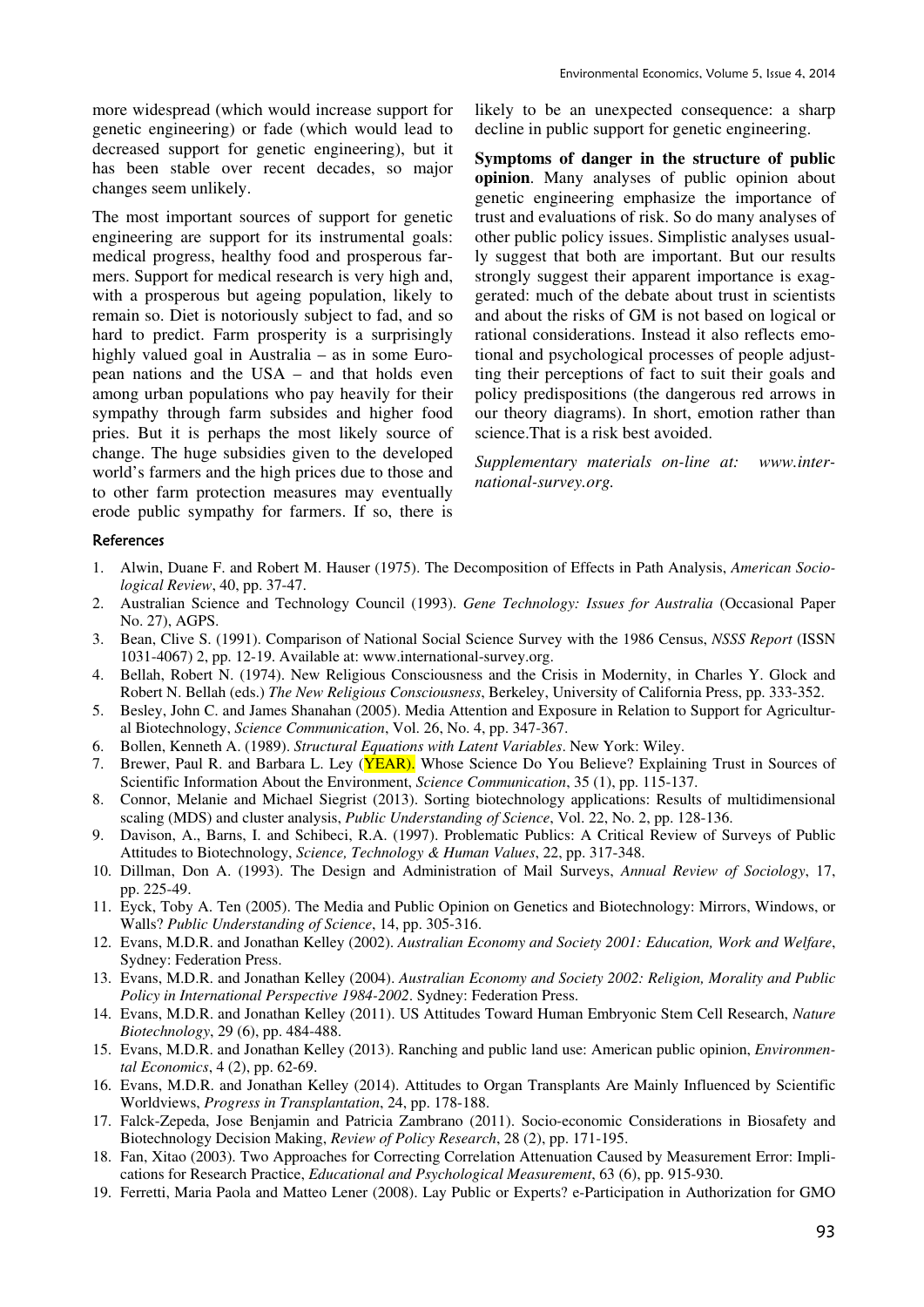more widespread (which would increase support for genetic engineering) or fade (which would lead to decreased support for genetic engineering), but it has been stable over recent decades, so major changes seem unlikely.

The most important sources of support for genetic engineering are support for its instrumental goals: medical progress, healthy food and prosperous farmers. Support for medical research is very high and, with a prosperous but ageing population, likely to remain so. Diet is notoriously subject to fad, and so hard to predict. Farm prosperity is a surprisingly highly valued goal in Australia – as in some European nations and the USA – and that holds even among urban populations who pay heavily for their sympathy through farm subsides and higher food pries. But it is perhaps the most likely source of change. The huge subsidies given to the developed world's farmers and the high prices due to those and to other farm protection measures may eventually erode public sympathy for farmers. If so, there is likely to be an unexpected consequence: a sharp decline in public support for genetic engineering.

**Symptoms of danger in the structure of public opinion**. Many analyses of public opinion about genetic engineering emphasize the importance of trust and evaluations of risk. So do many analyses of other public policy issues. Simplistic analyses usually suggest that both are important. But our results strongly suggest their apparent importance is exaggerated: much of the debate about trust in scientists and about the risks of GM is not based on logical or rational considerations. Instead it also reflects emotional and psychological processes of people adjusting their perceptions of fact to suit their goals and policy predispositions (the dangerous red arrows in our theory diagrams). In short, emotion rather than science.That is a risk best avoided.

*Supplementary materials on-line at: www.international-survey.org.*

## References

1. Alwin, Duane F. and Robert M. Hauser (1975). The Decomposition of Effects in Path Analysis, *American Sociological Review*, 40, pp. 37-47.
2. Australian Science and Technology Council (1993). *Gene Technology: Issues for Australia* (Occasional Paper No. 27), AGPS.
3. Bean, Clive S. (1991). Comparison of National Social Science Survey with the 1986 Census, *NSSS Report* (ISSN 1031-4067) 2, pp. 12-19. Available at: www.international-survey.org.
4. Bellah, Robert N. (1974). New Religious Consciousness and the Crisis in Modernity, in Charles Y. Glock and Robert N. Bellah (eds.) *The New Religious Consciousness*, Berkeley, University of California Press, pp. 333-352.
5. Besley, John C. and James Shanahan (2005). Media Attention and Exposure in Relation to Support for Agricultural Biotechnology, *Science Communication*, Vol. 26, No. 4, pp. 347-367.
6. Bollen, Kenneth A. (1989). *Structural Equations with Latent Variables*. New York: Wiley.
7. Brewer, Paul R. and Barbara L. Ley (YEAR). Whose Science Do You Believe? Explaining Trust in Sources of Scientific Information About the Environment, *Science Communication*, 35 (1), pp. 115-137.
8. Connor, Melanie and Michael Siegrist (2013). Sorting biotechnology applications: Results of multidimensional scaling (MDS) and cluster analysis, *Public Understanding of Science*, Vol. 22, No. 2, pp. 128-136.
9. Davison, A., Barns, I. and Schibeci, R.A. (1997). Problematic Publics: A Critical Review of Surveys of Public Attitudes to Biotechnology, *Science, Technology & Human Values*, 22, pp. 317-348.
10. Dillman, Don A. (1993). The Design and Administration of Mail Surveys, *Annual Review of Sociology*, 17, pp. 225-49.
11. Eyck, Toby A. Ten (2005). The Media and Public Opinion on Genetics and Biotechnology: Mirrors, Windows, or Walls? *Public Understanding of Science*, 14, pp. 305-316.
12. Evans, M.D.R. and Jonathan Kelley (2002). *Australian Economy and Society 2001: Education, Work and Welfare*, Sydney: Federation Press.
13. Evans, M.D.R. and Jonathan Kelley (2004). *Australian Economy and Society 2002: Religion, Morality and Public Policy in International Perspective 1984-2002*. Sydney: Federation Press.
14. Evans, M.D.R. and Jonathan Kelley (2011). US Attitudes Toward Human Embryonic Stem Cell Research, *Nature Biotechnology*, 29 (6), pp. 484-488.
15. Evans, M.D.R. and Jonathan Kelley (2013). Ranching and public land use: American public opinion, *Environmental Economics*, 4 (2), pp. 62-69.
16. Evans, M.D.R. and Jonathan Kelley (2014). Attitudes to Organ Transplants Are Mainly Influenced by Scientific Worldviews, *Progress in Transplantation*, 24, pp. 178-188.
17. Falck-Zepeda, Jose Benjamin and Patricia Zambrano (2011). Socio-economic Considerations in Biosafety and Biotechnology Decision Making, *Review of Policy Research*, 28 (2), pp. 171-195.
18. Fan, Xitao (2003). Two Approaches for Correcting Correlation Attenuation Caused by Measurement Error: Implications for Research Practice, *Educational and Psychological Measurement*, 63 (6), pp. 915-930.
19. Ferretti, Maria Paola and Matteo Lener (2008). Lay Public or Experts? e-Participation in Authorization for GMO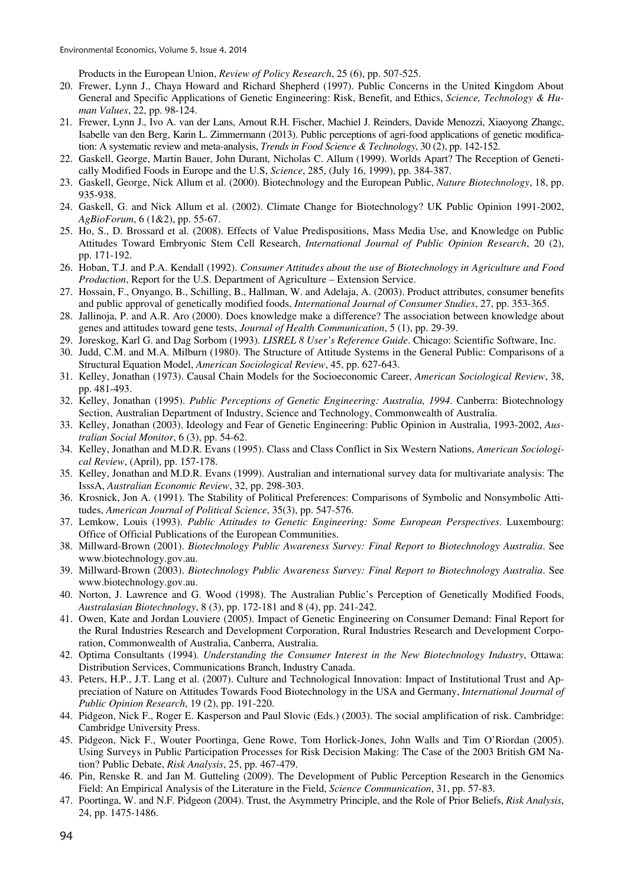Products in the European Union, *Review of Policy Research*, 25 (6), pp. 507-525.

20. Frewer, Lynn J., Chaya Howard and Richard Shepherd (1997). Public Concerns in the United Kingdom About General and Specific Applications of Genetic Engineering: Risk, Benefit, and Ethics, *Science, Technology & Human Values*, 22, pp. 98-124.
21. Frewer, Lynn J., Ivo A. van der Lans, Arnout R.H. Fischer, Machiel J. Reinders, Davide Menozzi, Xiaoyong Zhangc, Isabelle van den Berg, Karin L. Zimmermann (2013). Public perceptions of agri-food applications of genetic modification: A systematic review and meta-analysis, *Trends in Food Science & Technology*, 30 (2), pp. 142-152.
22. Gaskell, George, Martin Bauer, John Durant, Nicholas C. Allum (1999). Worlds Apart? The Reception of Genetically Modified Foods in Europe and the U.S, *Science*, 285, (July 16, 1999), pp. 384-387.
23. Gaskell, George, Nick Allum et al. (2000). Biotechnology and the European Public, *Nature Biotechnology*, 18, pp. 935-938.
24. Gaskell, G. and Nick Allum et al. (2002). Climate Change for Biotechnology? UK Public Opinion 1991-2002, *AgBioForum*, 6 (1&2), pp. 55-67.
25. Ho, S., D. Brossard et al. (2008). Effects of Value Predispositions, Mass Media Use, and Knowledge on Public Attitudes Toward Embryonic Stem Cell Research, *International Journal of Public Opinion Research*, 20 (2), pp. 171-192.
26. Hoban, T.J. and P.A. Kendall (1992). *Consumer Attitudes about the use of Biotechnology in Agriculture and Food Production*, Report for the U.S. Department of Agriculture – Extension Service.
27. Hossain, F., Onyango, B., Schilling, B., Hallman, W. and Adelaja, A. (2003). Product attributes, consumer benefits and public approval of genetically modified foods, *International Journal of Consumer Studies*, 27, pp. 353-365.
28. Jallinoja, P. and A.R. Aro (2000). Does knowledge make a difference? The association between knowledge about genes and attitudes toward gene tests, *Journal of Health Communication*, 5 (1), pp. 29-39.
29. Joreskog, Karl G. and Dag Sorbom (1993). *LISREL 8 User's Reference Guide*. Chicago: Scientific Software, Inc.
30. Judd, C.M. and M.A. Milburn (1980). The Structure of Attitude Systems in the General Public: Comparisons of a Structural Equation Model, *American Sociological Review*, 45, pp. 627-643.
31. Kelley, Jonathan (1973). Causal Chain Models for the Socioeconomic Career, *American Sociological Review*, 38, pp. 481-493.
32. Kelley, Jonathan (1995). *Public Perceptions of Genetic Engineering: Australia, 1994*. Canberra: Biotechnology Section, Australian Department of Industry, Science and Technology, Commonwealth of Australia.
33. Kelley, Jonathan (2003). Ideology and Fear of Genetic Engineering: Public Opinion in Australia, 1993-2002, *Australian Social Monitor*, 6 (3), pp. 54-62.
34. Kelley, Jonathan and M.D.R. Evans (1995). Class and Class Conflict in Six Western Nations, *American Sociological Review*, (April), pp. 157-178.
35. Kelley, Jonathan and M.D.R. Evans (1999). Australian and international survey data for multivariate analysis: The IsssA, *Australian Economic Review*, 32, pp. 298-303.
36. Krosnick, Jon A. (1991). The Stability of Political Preferences: Comparisons of Symbolic and Nonsymbolic Attitudes, *American Journal of Political Science*, 35(3), pp. 547-576.
37. Lemkow, Louis (1993). *Public Attitudes to Genetic Engineering: Some European Perspectives*. Luxembourg: Office of Official Publications of the European Communities.
38. Millward-Brown (2001). *Biotechnology Public Awareness Survey: Final Report to Biotechnology Australia*. See www.biotechnology.gov.au.
39. Millward-Brown (2003). *Biotechnology Public Awareness Survey: Final Report to Biotechnology Australia*. See www.biotechnology.gov.au.
40. Norton, J. Lawrence and G. Wood (1998). The Australian Public's Perception of Genetically Modified Foods, *Australasian Biotechnology*, 8 (3), pp. 172-181 and 8 (4), pp. 241-242.
41. Owen, Kate and Jordan Louviere (2005). Impact of Genetic Engineering on Consumer Demand: Final Report for the Rural Industries Research and Development Corporation, Rural Industries Research and Development Corporation, Commonwealth of Australia, Canberra, Australia.
42. Optima Consultants (1994). *Understanding the Consumer Interest in the New Biotechnology Industry*, Ottawa: Distribution Services, Communications Branch, Industry Canada.
43. Peters, H.P., J.T. Lang et al. (2007). Culture and Technological Innovation: Impact of Institutional Trust and Appreciation of Nature on Attitudes Towards Food Biotechnology in the USA and Germany, *International Journal of Public Opinion Research*, 19 (2), pp. 191-220.
44. Pidgeon, Nick F., Roger E. Kasperson and Paul Slovic (Eds.) (2003). The social amplification of risk. Cambridge: Cambridge University Press.
45. Pidgeon, Nick F., Wouter Poortinga, Gene Rowe, Tom Horlick-Jones, John Walls and Tim O'Riordan (2005). Using Surveys in Public Participation Processes for Risk Decision Making: The Case of the 2003 British GM Nation? Public Debate, *Risk Analysis*, 25, pp. 467-479.
46. Pin, Renske R. and Jan M. Gutteling (2009). The Development of Public Perception Research in the Genomics Field: An Empirical Analysis of the Literature in the Field, *Science Communication*, 31, pp. 57-83.
47. Poortinga, W. and N.F. Pidgeon (2004). Trust, the Asymmetry Principle, and the Role of Prior Beliefs, *Risk Analysis*, 24, pp. 1475-1486.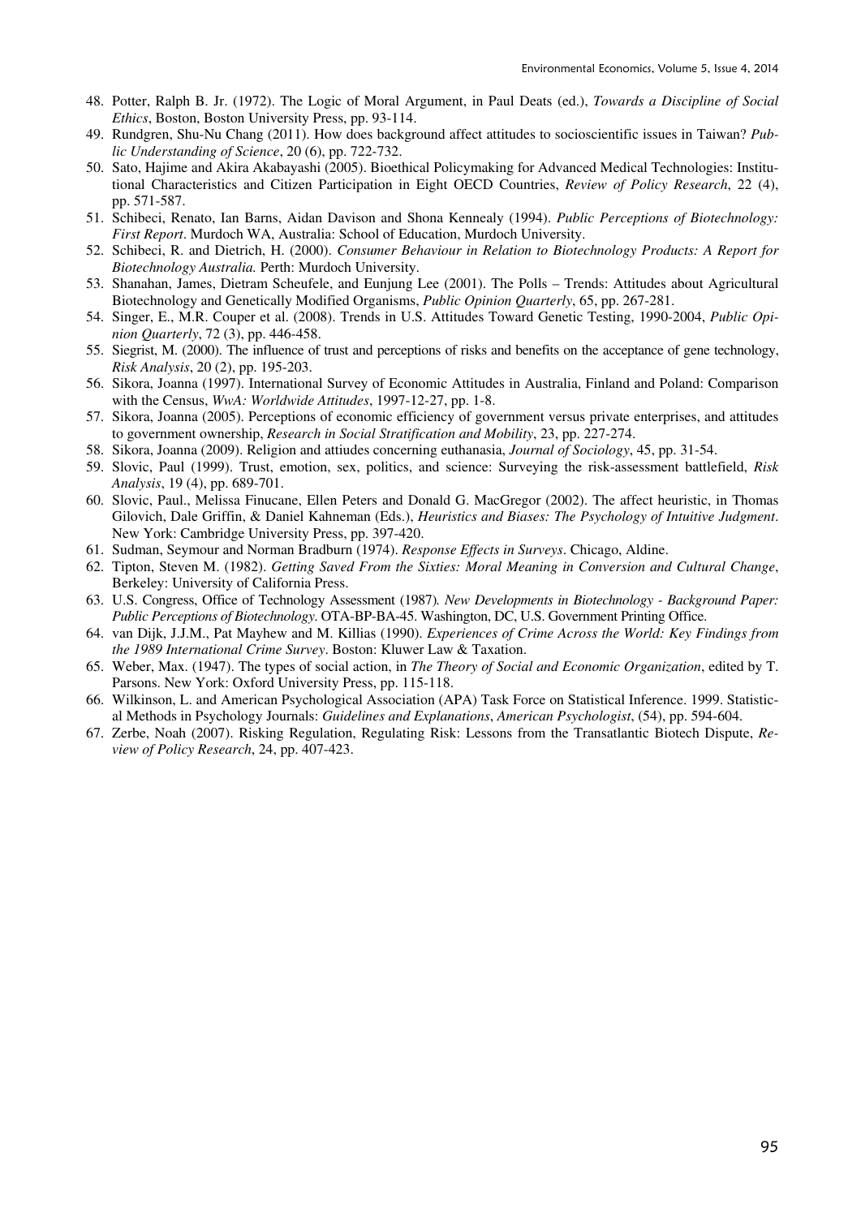48. Potter, Ralph B. Jr. (1972). The Logic of Moral Argument, in Paul Deats (ed.), *Towards a Discipline of Social Ethics*, Boston, Boston University Press, pp. 93-114.
49. Rundgren, Shu-Nu Chang (2011). How does background affect attitudes to socioscientific issues in Taiwan? *Public Understanding of Science*, 20 (6), pp. 722-732.
50. Sato, Hajime and Akira Akabayashi (2005). Bioethical Policymaking for Advanced Medical Technologies: Institutional Characteristics and Citizen Participation in Eight OECD Countries, *Review of Policy Research*, 22 (4), pp. 571-587.
51. Schibeci, Renato, Ian Barns, Aidan Davison and Shona Kennealy (1994). *Public Perceptions of Biotechnology: First Report*. Murdoch WA, Australia: School of Education, Murdoch University.
52. Schibeci, R. and Dietrich, H. (2000). *Consumer Behaviour in Relation to Biotechnology Products: A Report for Biotechnology Australia.* Perth: Murdoch University.
53. Shanahan, James, Dietram Scheufele, and Eunjung Lee (2001). The Polls – Trends: Attitudes about Agricultural Biotechnology and Genetically Modified Organisms, *Public Opinion Quarterly*, 65, pp. 267-281.
54. Singer, E., M.R. Couper et al. (2008). Trends in U.S. Attitudes Toward Genetic Testing, 1990-2004, *Public Opinion Quarterly*, 72 (3), pp. 446-458.
55. Siegrist, M. (2000). The influence of trust and perceptions of risks and benefits on the acceptance of gene technology, *Risk Analysis*, 20 (2), pp. 195-203.
56. Sikora, Joanna (1997). International Survey of Economic Attitudes in Australia, Finland and Poland: Comparison with the Census, *WwA: Worldwide Attitudes*, 1997-12-27, pp. 1-8.
57. Sikora, Joanna (2005). Perceptions of economic efficiency of government versus private enterprises, and attitudes to government ownership, *Research in Social Stratification and Mobility*, 23, pp. 227-274.
58. Sikora, Joanna (2009). Religion and attiudes concerning euthanasia, *Journal of Sociology*, 45, pp. 31-54.
59. Slovic, Paul (1999). Trust, emotion, sex, politics, and science: Surveying the risk-assessment battlefield, *Risk Analysis*, 19 (4), pp. 689-701.
60. Slovic, Paul., Melissa Finucane, Ellen Peters and Donald G. MacGregor (2002). The affect heuristic, in Thomas Gilovich, Dale Griffin, & Daniel Kahneman (Eds.), *Heuristics and Biases: The Psychology of Intuitive Judgment*. New York: Cambridge University Press, pp. 397-420.
61. Sudman, Seymour and Norman Bradburn (1974). *Response Effects in Surveys*. Chicago, Aldine.
62. Tipton, Steven M. (1982). *Getting Saved From the Sixties: Moral Meaning in Conversion and Cultural Change*, Berkeley: University of California Press.
63. U.S. Congress, Office of Technology Assessment (1987). *New Developments in Biotechnology - Background Paper: Public Perceptions of Biotechnology*. OTA-BP-BA-45. Washington, DC, U.S. Government Printing Office.
64. van Dijk, J.J.M., Pat Mayhew and M. Killias (1990). *Experiences of Crime Across the World: Key Findings from the 1989 International Crime Survey*. Boston: Kluwer Law & Taxation.
65. Weber, Max. (1947). The types of social action, in *The Theory of Social and Economic Organization*, edited by T. Parsons. New York: Oxford University Press, pp. 115-118.
66. Wilkinson, L. and American Psychological Association (APA) Task Force on Statistical Inference. 1999. Statistical Methods in Psychology Journals: *Guidelines and Explanations*, *American Psychologist*, (54), pp. 594-604.
67. Zerbe, Noah (2007). Risking Regulation, Regulating Risk: Lessons from the Transatlantic Biotech Dispute, *Review of Policy Research*, 24, pp. 407-423.